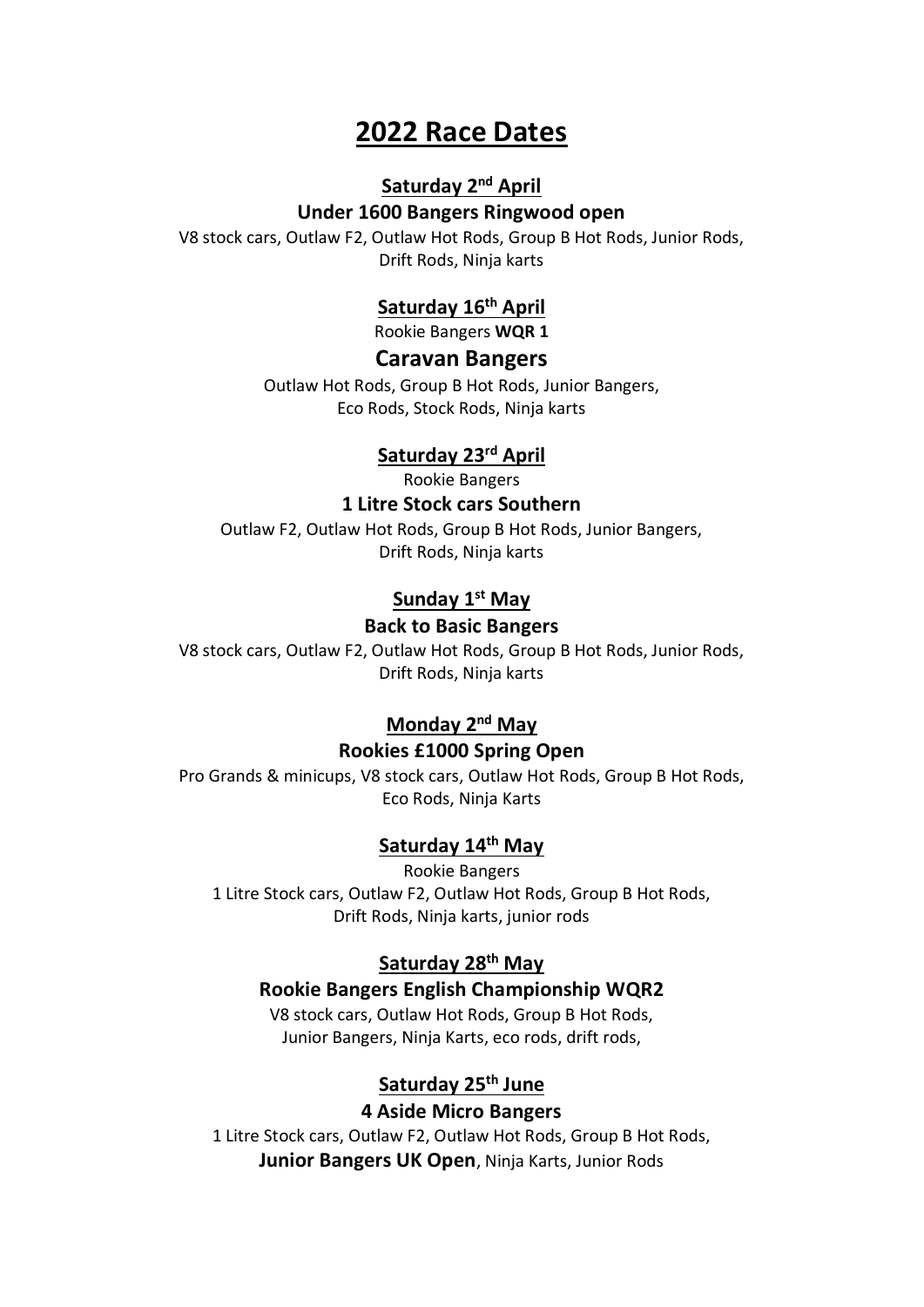# 2022 Race Dates

## Saturday 2nd April

**Under 1600 Bangers Ringwood open**

V8 stock cars, Outlaw F2, Outlaw Hot Rods, Group B Hot Rods, Junior Rods, Drift Rods, Ninja karts

## Saturday 16th April

Rookie Bangers **WQR 1**

**Caravan Bangers**

Outlaw Hot Rods, Group B Hot Rods, Junior Bangers, Eco Rods, Stock Rods, Ninja karts

## Saturday 23rd April

Rookie Bangers

**1 Litre Stock cars Southern**

Outlaw F2, Outlaw Hot Rods, Group B Hot Rods, Junior Bangers, Drift Rods, Ninja karts

## Sunday 1st May

**Back to Basic Bangers**

V8 stock cars, Outlaw F2, Outlaw Hot Rods, Group B Hot Rods, Junior Rods, Drift Rods, Ninja karts

## Monday 2nd May

**Rookies £1000 Spring Open**

Pro Grands & minicups, V8 stock cars, Outlaw Hot Rods, Group B Hot Rods, Eco Rods, Ninja Karts

## Saturday 14th May

Rookie Bangers

1 Litre Stock cars, Outlaw F2, Outlaw Hot Rods, Group B Hot Rods, Drift Rods, Ninja karts, junior rods

## Saturday 28th May

**Rookie Bangers English Championship WQR2**

V8 stock cars, Outlaw Hot Rods, Group B Hot Rods, Junior Bangers, Ninja Karts, eco rods, drift rods,

## Saturday 25th June

**4 Aside Micro Bangers**

1 Litre Stock cars, Outlaw F2, Outlaw Hot Rods, Group B Hot Rods, **Junior Bangers UK Open**, Ninja Karts, Junior Rods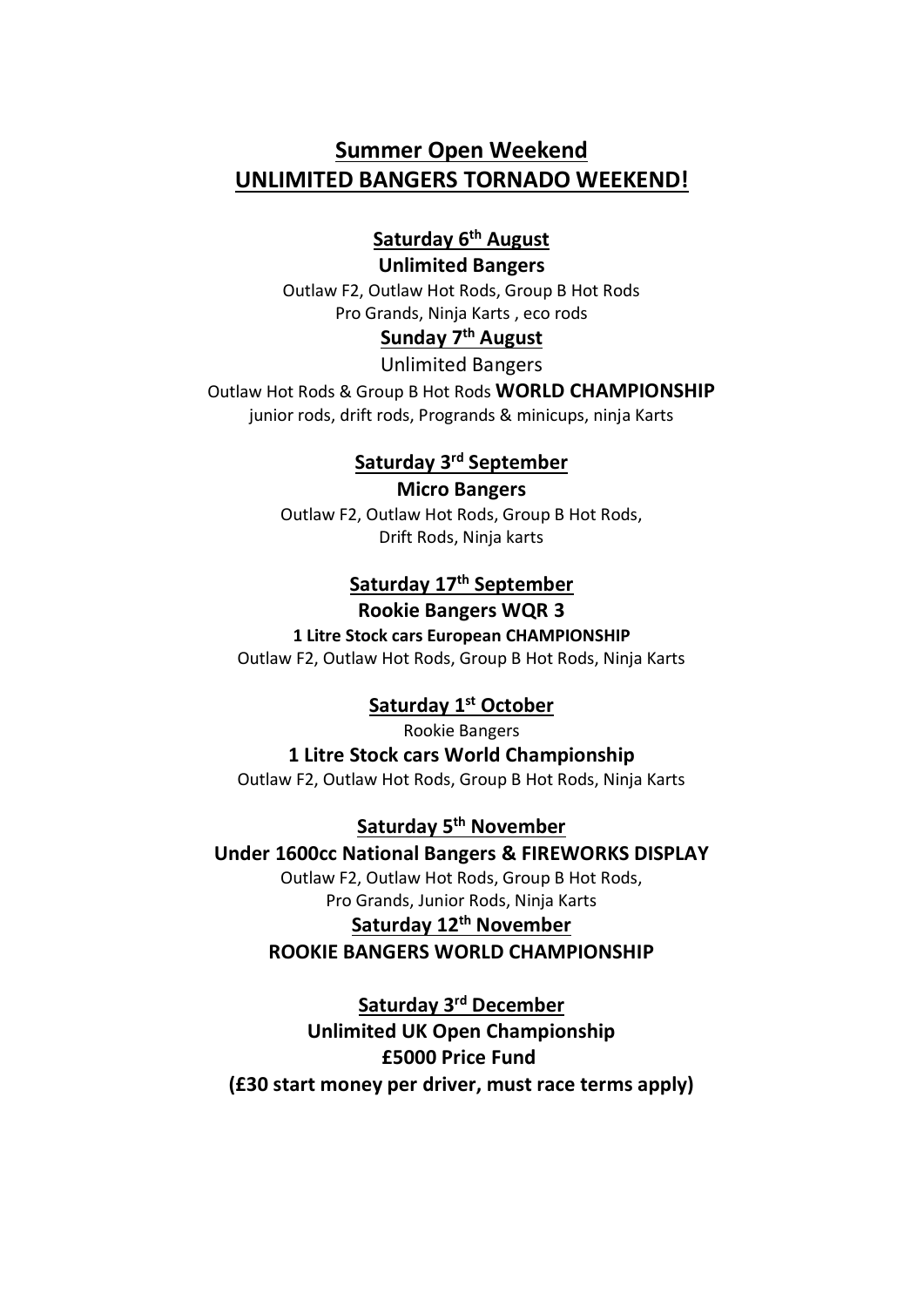# Summer Open Weekend
# UNLIMITED BANGERS TORNADO WEEKEND!

## Saturday 6th August

**Unlimited Bangers**

Outlaw F2, Outlaw Hot Rods, Group B Hot Rods
Pro Grands, Ninja Karts , eco rods

## Sunday 7th August

Unlimited Bangers

Outlaw Hot Rods & Group B Hot Rods **WORLD CHAMPIONSHIP**
junior rods, drift rods, Progrands & minicups, ninja Karts

## Saturday 3rd September

**Micro Bangers**

Outlaw F2, Outlaw Hot Rods, Group B Hot Rods,
Drift Rods, Ninja karts

## Saturday 17th September

**Rookie Bangers WQR 3**

**1 Litre Stock cars European CHAMPIONSHIP**

Outlaw F2, Outlaw Hot Rods, Group B Hot Rods, Ninja Karts

## Saturday 1st October

Rookie Bangers

**1 Litre Stock cars World Championship**

Outlaw F2, Outlaw Hot Rods, Group B Hot Rods, Ninja Karts

## Saturday 5th November

**Under 1600cc National Bangers & FIREWORKS DISPLAY**

Outlaw F2, Outlaw Hot Rods, Group B Hot Rods,
Pro Grands, Junior Rods, Ninja Karts

## Saturday 12th November

**ROOKIE BANGERS WORLD CHAMPIONSHIP**

## Saturday 3rd December

**Unlimited UK Open Championship**

**£5000 Price Fund**

**(£30 start money per driver, must race terms apply)**